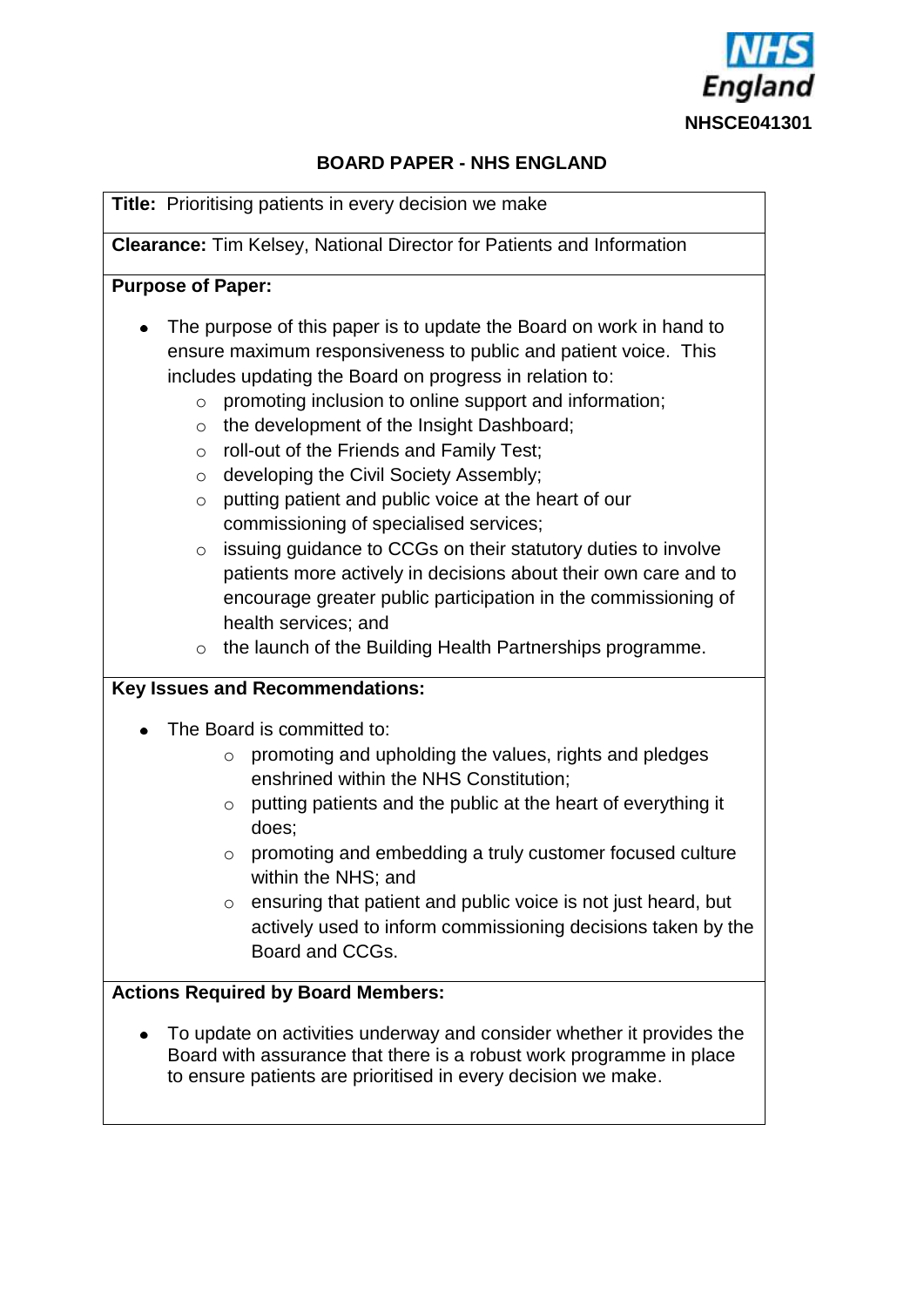**NHS England**

**NHSCE041301**

# BOARD PAPER - NHS ENGLAND

**Title:** Prioritising patients in every decision we make

**Clearance:** Tim Kelsey, National Director for Patients and Information

**Purpose of Paper:**

- The purpose of this paper is to update the Board on work in hand to ensure maximum responsiveness to public and patient voice. This includes updating the Board on progress in relation to:
  - promoting inclusion to online support and information;
  - the development of the Insight Dashboard;
  - roll-out of the Friends and Family Test;
  - developing the Civil Society Assembly;
  - putting patient and public voice at the heart of our commissioning of specialised services;
  - issuing guidance to CCGs on their statutory duties to involve patients more actively in decisions about their own care and to encourage greater public participation in the commissioning of health services; and
  - the launch of the Building Health Partnerships programme.

**Key Issues and Recommendations:**

- The Board is committed to:
  - promoting and upholding the values, rights and pledges enshrined within the NHS Constitution;
  - putting patients and the public at the heart of everything it does;
  - promoting and embedding a truly customer focused culture within the NHS; and
  - ensuring that patient and public voice is not just heard, but actively used to inform commissioning decisions taken by the Board and CCGs.

**Actions Required by Board Members:**

- To update on activities underway and consider whether it provides the Board with assurance that there is a robust work programme in place to ensure patients are prioritised in every decision we make.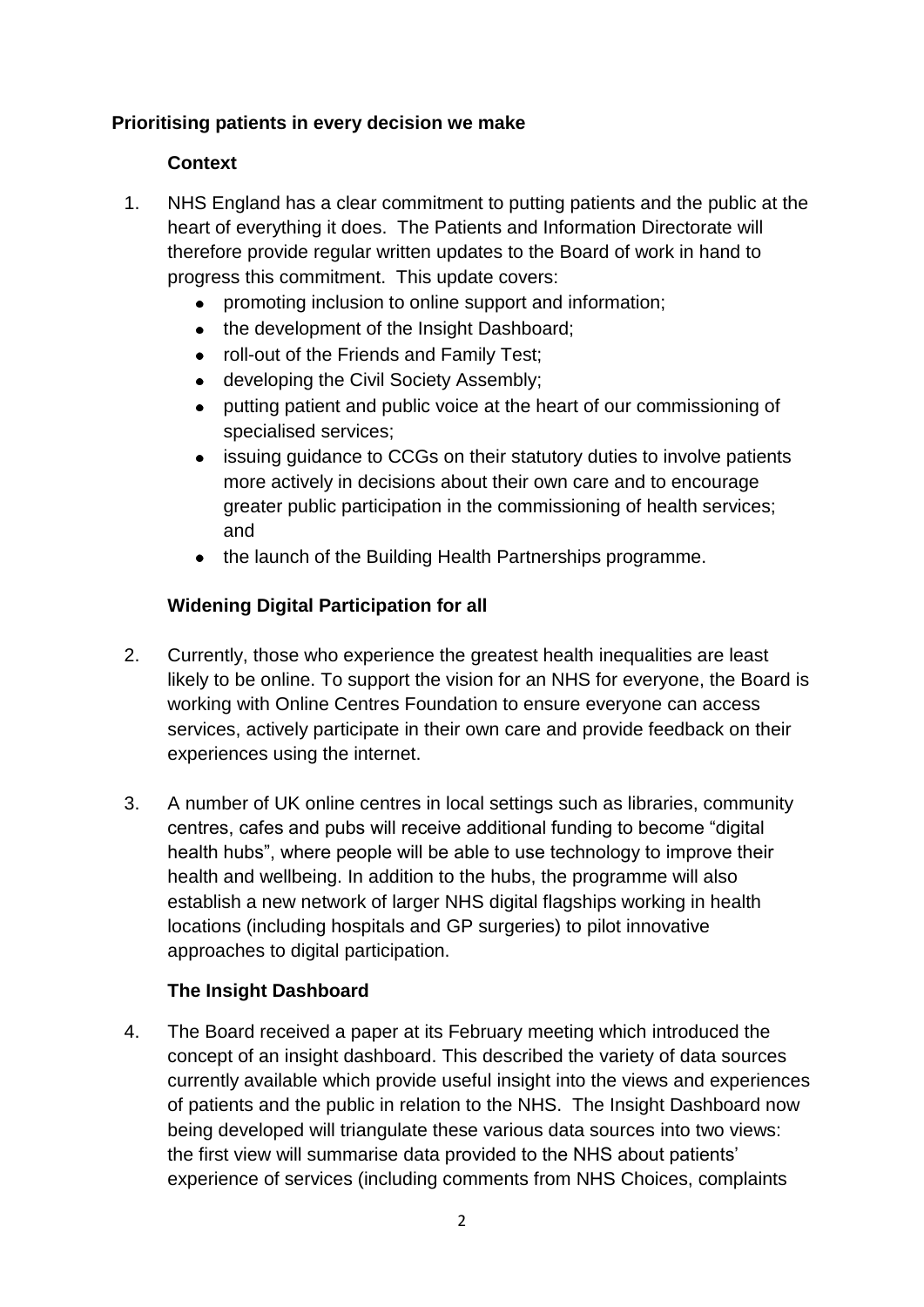## Prioritising patients in every decision we make

### Context

1. NHS England has a clear commitment to putting patients and the public at the heart of everything it does. The Patients and Information Directorate will therefore provide regular written updates to the Board of work in hand to progress this commitment. This update covers:
   - promoting inclusion to online support and information;
   - the development of the Insight Dashboard;
   - roll-out of the Friends and Family Test;
   - developing the Civil Society Assembly;
   - putting patient and public voice at the heart of our commissioning of specialised services;
   - issuing guidance to CCGs on their statutory duties to involve patients more actively in decisions about their own care and to encourage greater public participation in the commissioning of health services; and
   - the launch of the Building Health Partnerships programme.

### Widening Digital Participation for all

2. Currently, those who experience the greatest health inequalities are least likely to be online. To support the vision for an NHS for everyone, the Board is working with Online Centres Foundation to ensure everyone can access services, actively participate in their own care and provide feedback on their experiences using the internet.

3. A number of UK online centres in local settings such as libraries, community centres, cafes and pubs will receive additional funding to become "digital health hubs", where people will be able to use technology to improve their health and wellbeing. In addition to the hubs, the programme will also establish a new network of larger NHS digital flagships working in health locations (including hospitals and GP surgeries) to pilot innovative approaches to digital participation.

### The Insight Dashboard

4. The Board received a paper at its February meeting which introduced the concept of an insight dashboard. This described the variety of data sources currently available which provide useful insight into the views and experiences of patients and the public in relation to the NHS. The Insight Dashboard now being developed will triangulate these various data sources into two views: the first view will summarise data provided to the NHS about patients' experience of services (including comments from NHS Choices, complaints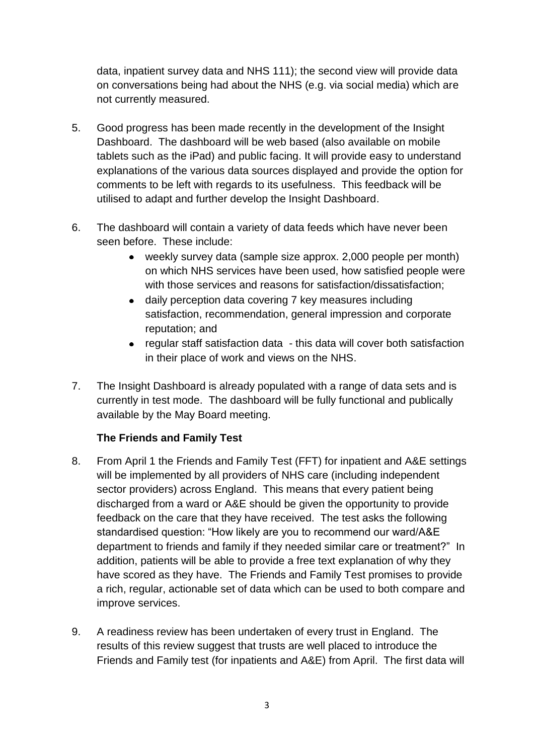data, inpatient survey data and NHS 111); the second view will provide data on conversations being had about the NHS (e.g. via social media) which are not currently measured.

5. Good progress has been made recently in the development of the Insight Dashboard. The dashboard will be web based (also available on mobile tablets such as the iPad) and public facing. It will provide easy to understand explanations of the various data sources displayed and provide the option for comments to be left with regards to its usefulness. This feedback will be utilised to adapt and further develop the Insight Dashboard.

6. The dashboard will contain a variety of data feeds which have never been seen before. These include:
   - weekly survey data (sample size approx. 2,000 people per month) on which NHS services have been used, how satisfied people were with those services and reasons for satisfaction/dissatisfaction;
   - daily perception data covering 7 key measures including satisfaction, recommendation, general impression and corporate reputation; and
   - regular staff satisfaction data - this data will cover both satisfaction in their place of work and views on the NHS.

7. The Insight Dashboard is already populated with a range of data sets and is currently in test mode. The dashboard will be fully functional and publically available by the May Board meeting.

**The Friends and Family Test**

8. From April 1 the Friends and Family Test (FFT) for inpatient and A&E settings will be implemented by all providers of NHS care (including independent sector providers) across England. This means that every patient being discharged from a ward or A&E should be given the opportunity to provide feedback on the care that they have received. The test asks the following standardised question: "How likely are you to recommend our ward/A&E department to friends and family if they needed similar care or treatment?" In addition, patients will be able to provide a free text explanation of why they have scored as they have. The Friends and Family Test promises to provide a rich, regular, actionable set of data which can be used to both compare and improve services.

9. A readiness review has been undertaken of every trust in England. The results of this review suggest that trusts are well placed to introduce the Friends and Family test (for inpatients and A&E) from April. The first data will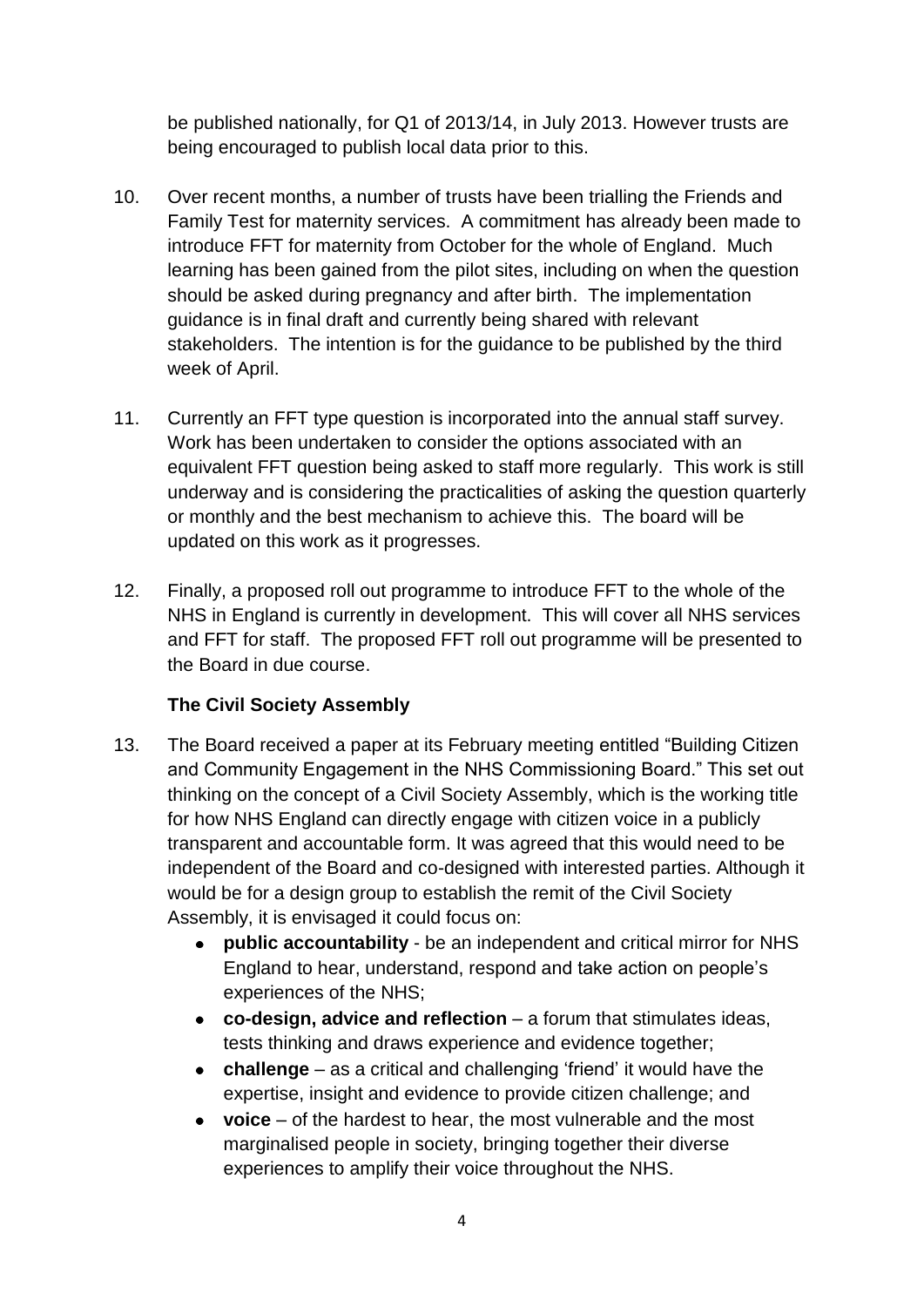be published nationally, for Q1 of 2013/14, in July 2013. However trusts are being encouraged to publish local data prior to this.

10. Over recent months, a number of trusts have been trialling the Friends and Family Test for maternity services. A commitment has already been made to introduce FFT for maternity from October for the whole of England. Much learning has been gained from the pilot sites, including on when the question should be asked during pregnancy and after birth. The implementation guidance is in final draft and currently being shared with relevant stakeholders. The intention is for the guidance to be published by the third week of April.

11. Currently an FFT type question is incorporated into the annual staff survey. Work has been undertaken to consider the options associated with an equivalent FFT question being asked to staff more regularly. This work is still underway and is considering the practicalities of asking the question quarterly or monthly and the best mechanism to achieve this. The board will be updated on this work as it progresses.

12. Finally, a proposed roll out programme to introduce FFT to the whole of the NHS in England is currently in development. This will cover all NHS services and FFT for staff. The proposed FFT roll out programme will be presented to the Board in due course.

**The Civil Society Assembly**

13. The Board received a paper at its February meeting entitled "Building Citizen and Community Engagement in the NHS Commissioning Board." This set out thinking on the concept of a Civil Society Assembly, which is the working title for how NHS England can directly engage with citizen voice in a publicly transparent and accountable form. It was agreed that this would need to be independent of the Board and co-designed with interested parties. Although it would be for a design group to establish the remit of the Civil Society Assembly, it is envisaged it could focus on:
    - **public accountability** - be an independent and critical mirror for NHS England to hear, understand, respond and take action on people's experiences of the NHS;
    - **co-design, advice and reflection** – a forum that stimulates ideas, tests thinking and draws experience and evidence together;
    - **challenge** – as a critical and challenging 'friend' it would have the expertise, insight and evidence to provide citizen challenge; and
    - **voice** – of the hardest to hear, the most vulnerable and the most marginalised people in society, bringing together their diverse experiences to amplify their voice throughout the NHS.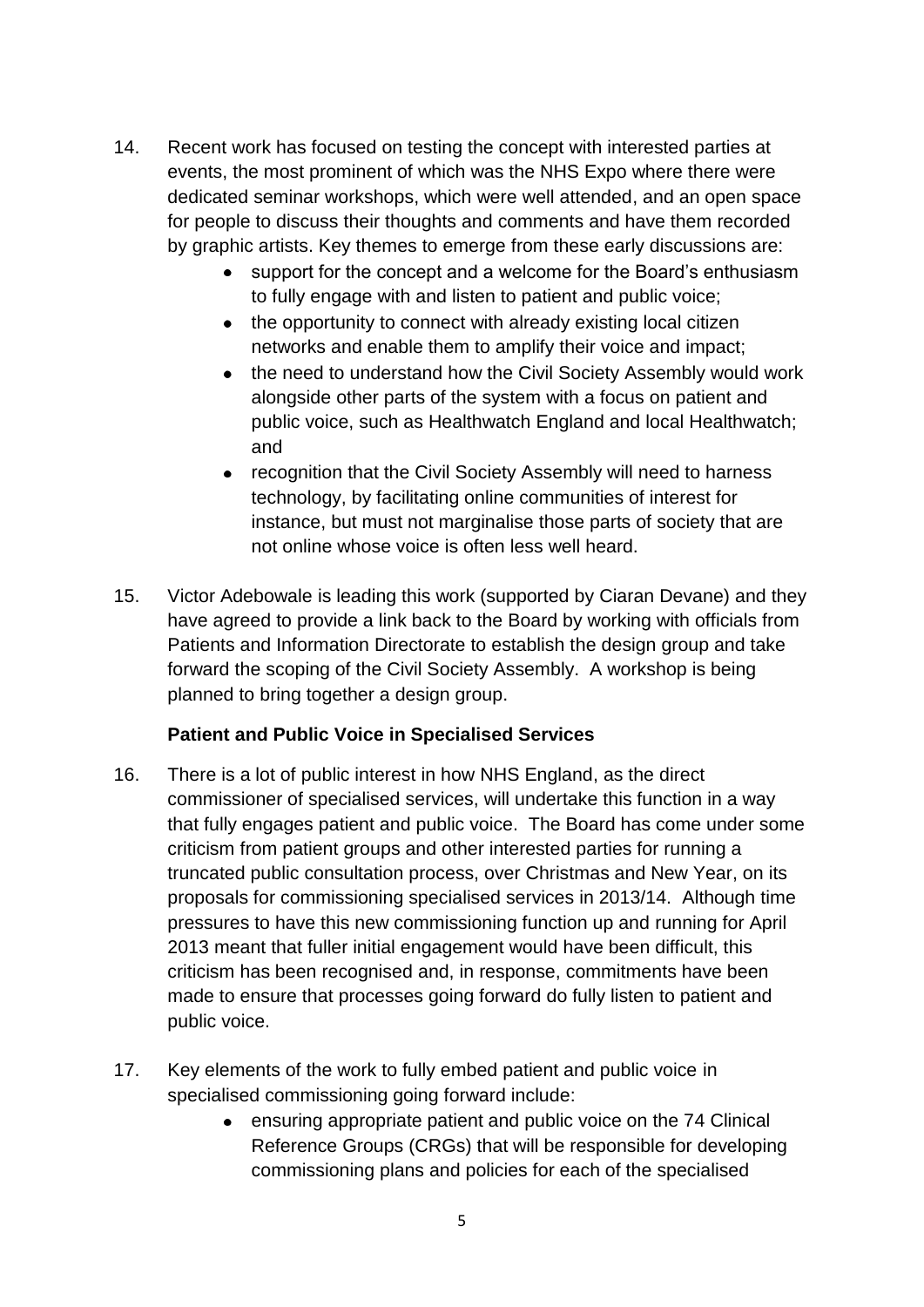14. Recent work has focused on testing the concept with interested parties at events, the most prominent of which was the NHS Expo where there were dedicated seminar workshops, which were well attended, and an open space for people to discuss their thoughts and comments and have them recorded by graphic artists. Key themes to emerge from these early discussions are:
    - support for the concept and a welcome for the Board's enthusiasm to fully engage with and listen to patient and public voice;
    - the opportunity to connect with already existing local citizen networks and enable them to amplify their voice and impact;
    - the need to understand how the Civil Society Assembly would work alongside other parts of the system with a focus on patient and public voice, such as Healthwatch England and local Healthwatch; and
    - recognition that the Civil Society Assembly will need to harness technology, by facilitating online communities of interest for instance, but must not marginalise those parts of society that are not online whose voice is often less well heard.

15. Victor Adebowale is leading this work (supported by Ciaran Devane) and they have agreed to provide a link back to the Board by working with officials from Patients and Information Directorate to establish the design group and take forward the scoping of the Civil Society Assembly. A workshop is being planned to bring together a design group.

**Patient and Public Voice in Specialised Services**

16. There is a lot of public interest in how NHS England, as the direct commissioner of specialised services, will undertake this function in a way that fully engages patient and public voice. The Board has come under some criticism from patient groups and other interested parties for running a truncated public consultation process, over Christmas and New Year, on its proposals for commissioning specialised services in 2013/14. Although time pressures to have this new commissioning function up and running for April 2013 meant that fuller initial engagement would have been difficult, this criticism has been recognised and, in response, commitments have been made to ensure that processes going forward do fully listen to patient and public voice.

17. Key elements of the work to fully embed patient and public voice in specialised commissioning going forward include:
    - ensuring appropriate patient and public voice on the 74 Clinical Reference Groups (CRGs) that will be responsible for developing commissioning plans and policies for each of the specialised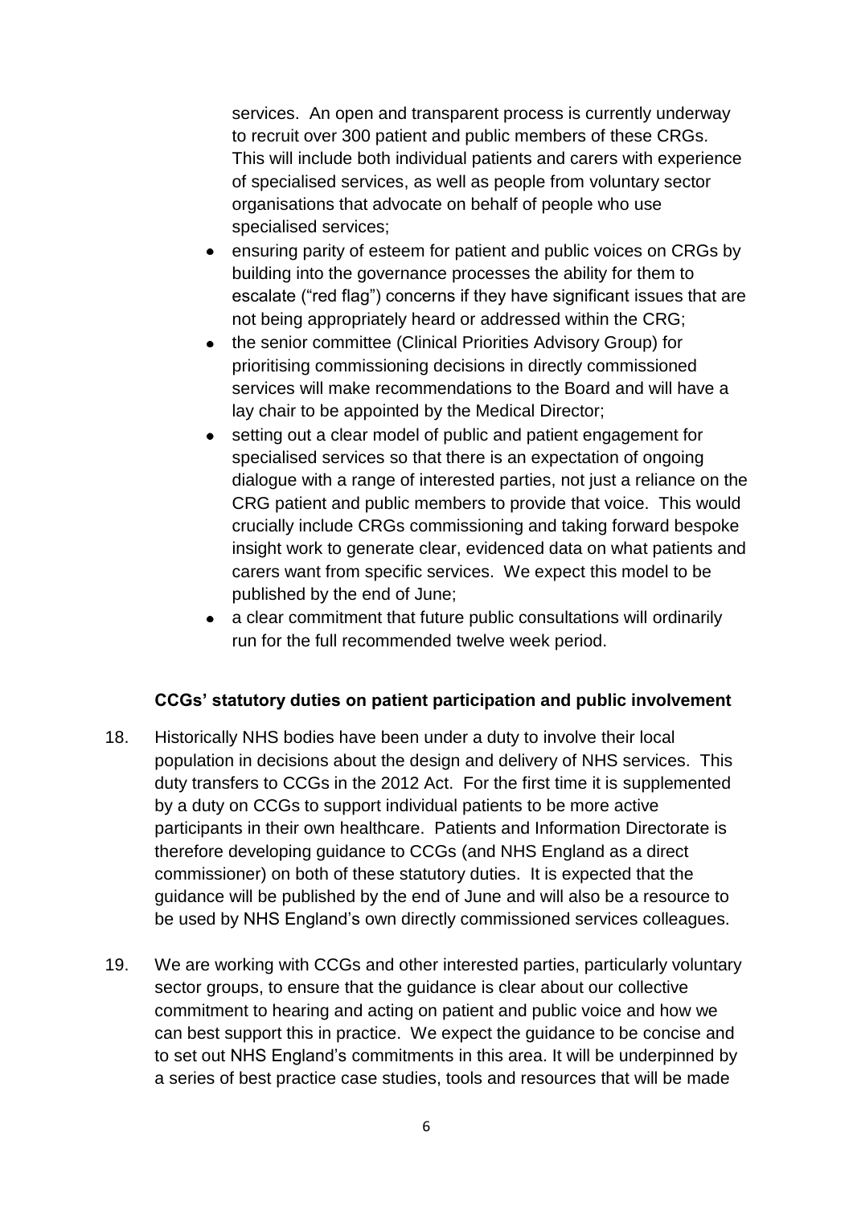services. An open and transparent process is currently underway to recruit over 300 patient and public members of these CRGs. This will include both individual patients and carers with experience of specialised services, as well as people from voluntary sector organisations that advocate on behalf of people who use specialised services;

- ensuring parity of esteem for patient and public voices on CRGs by building into the governance processes the ability for them to escalate ("red flag") concerns if they have significant issues that are not being appropriately heard or addressed within the CRG;
- the senior committee (Clinical Priorities Advisory Group) for prioritising commissioning decisions in directly commissioned services will make recommendations to the Board and will have a lay chair to be appointed by the Medical Director;
- setting out a clear model of public and patient engagement for specialised services so that there is an expectation of ongoing dialogue with a range of interested parties, not just a reliance on the CRG patient and public members to provide that voice. This would crucially include CRGs commissioning and taking forward bespoke insight work to generate clear, evidenced data on what patients and carers want from specific services. We expect this model to be published by the end of June;
- a clear commitment that future public consultations will ordinarily run for the full recommended twelve week period.

**CCGs' statutory duties on patient participation and public involvement**

18. Historically NHS bodies have been under a duty to involve their local population in decisions about the design and delivery of NHS services. This duty transfers to CCGs in the 2012 Act. For the first time it is supplemented by a duty on CCGs to support individual patients to be more active participants in their own healthcare. Patients and Information Directorate is therefore developing guidance to CCGs (and NHS England as a direct commissioner) on both of these statutory duties. It is expected that the guidance will be published by the end of June and will also be a resource to be used by NHS England's own directly commissioned services colleagues.

19. We are working with CCGs and other interested parties, particularly voluntary sector groups, to ensure that the guidance is clear about our collective commitment to hearing and acting on patient and public voice and how we can best support this in practice. We expect the guidance to be concise and to set out NHS England's commitments in this area. It will be underpinned by a series of best practice case studies, tools and resources that will be made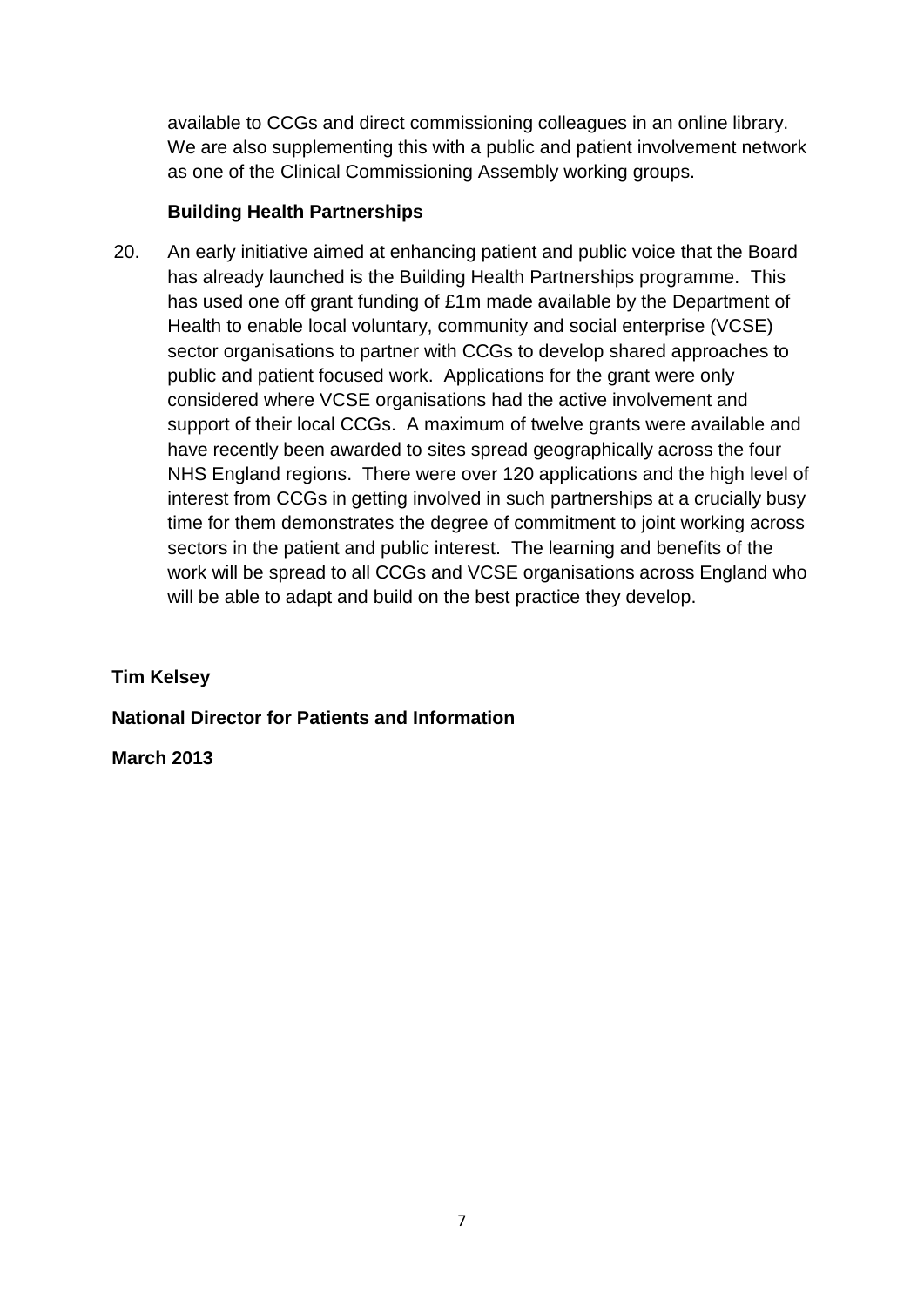available to CCGs and direct commissioning colleagues in an online library. We are also supplementing this with a public and patient involvement network as one of the Clinical Commissioning Assembly working groups.

**Building Health Partnerships**

20. An early initiative aimed at enhancing patient and public voice that the Board has already launched is the Building Health Partnerships programme. This has used one off grant funding of £1m made available by the Department of Health to enable local voluntary, community and social enterprise (VCSE) sector organisations to partner with CCGs to develop shared approaches to public and patient focused work. Applications for the grant were only considered where VCSE organisations had the active involvement and support of their local CCGs. A maximum of twelve grants were available and have recently been awarded to sites spread geographically across the four NHS England regions. There were over 120 applications and the high level of interest from CCGs in getting involved in such partnerships at a crucially busy time for them demonstrates the degree of commitment to joint working across sectors in the patient and public interest. The learning and benefits of the work will be spread to all CCGs and VCSE organisations across England who will be able to adapt and build on the best practice they develop.

**Tim Kelsey**

**National Director for Patients and Information**

**March 2013**